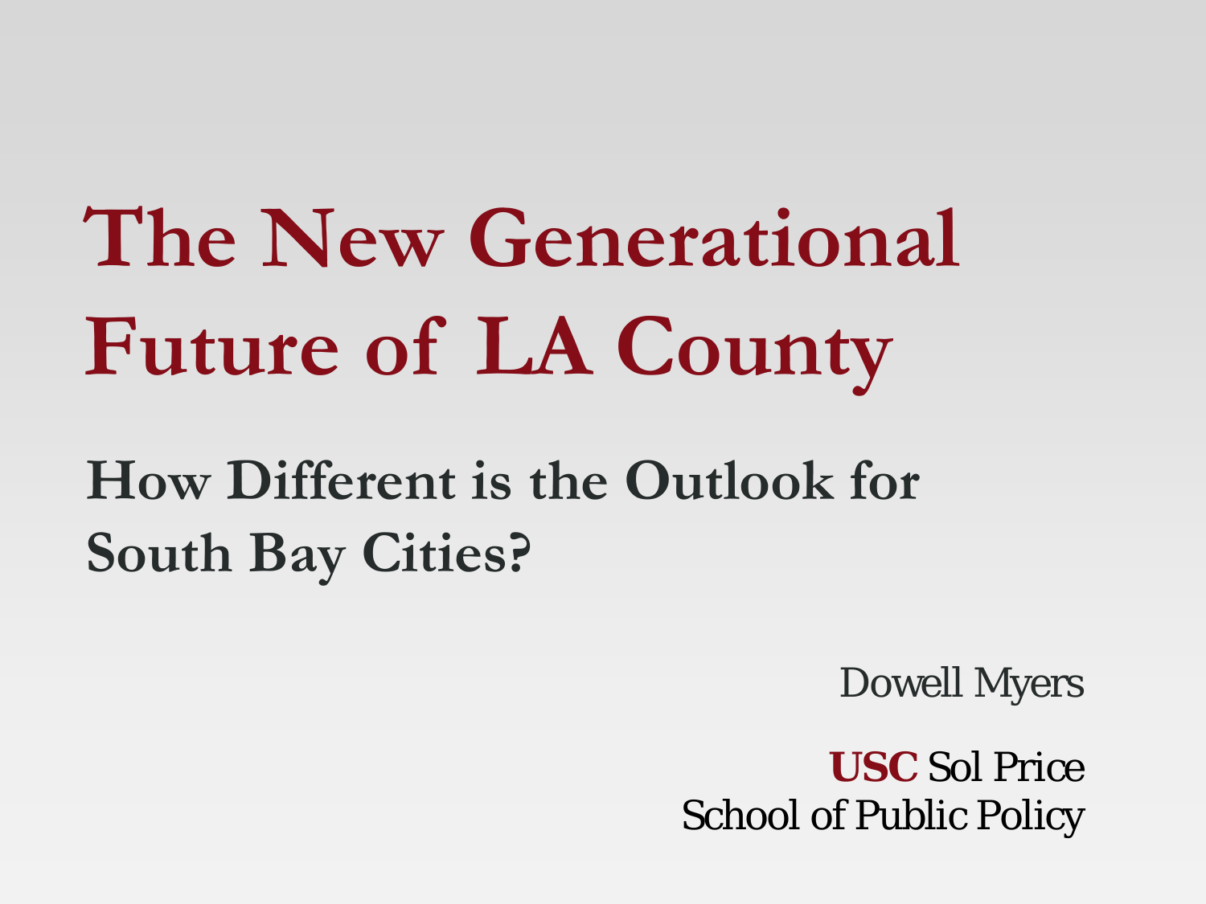# The New Generational Future of LA County

## How Different is the Outlook for South Bay Cities?

Dowell Myers

**USC** Sol Price
School of Public Policy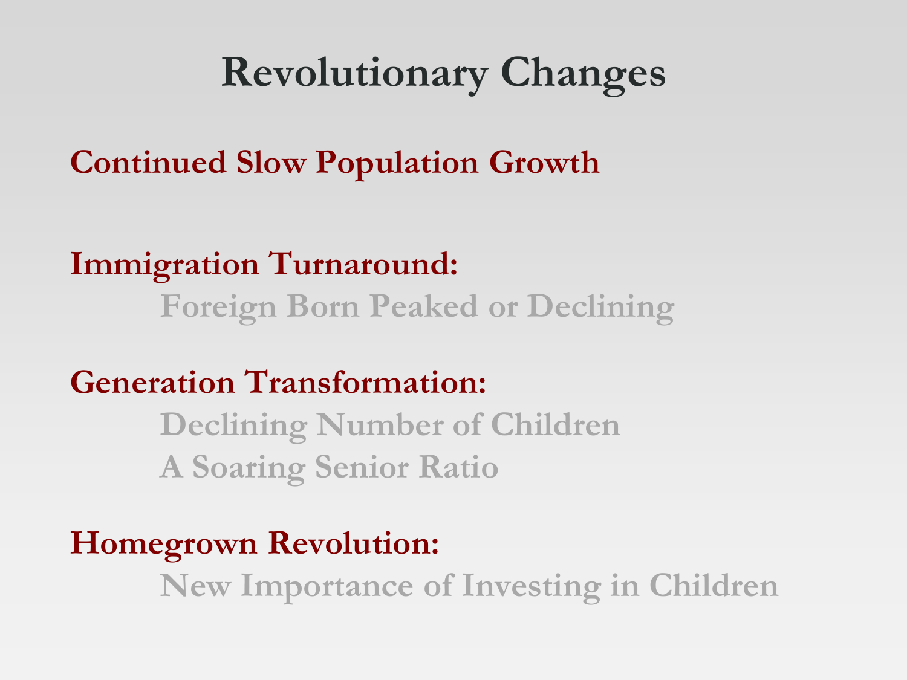# Revolutionary Changes

**Continued Slow Population Growth**

**Immigration Turnaround:**

- Foreign Born Peaked or Declining

**Generation Transformation:**

- Declining Number of Children
- A Soaring Senior Ratio

**Homegrown Revolution:**

- New Importance of Investing in Children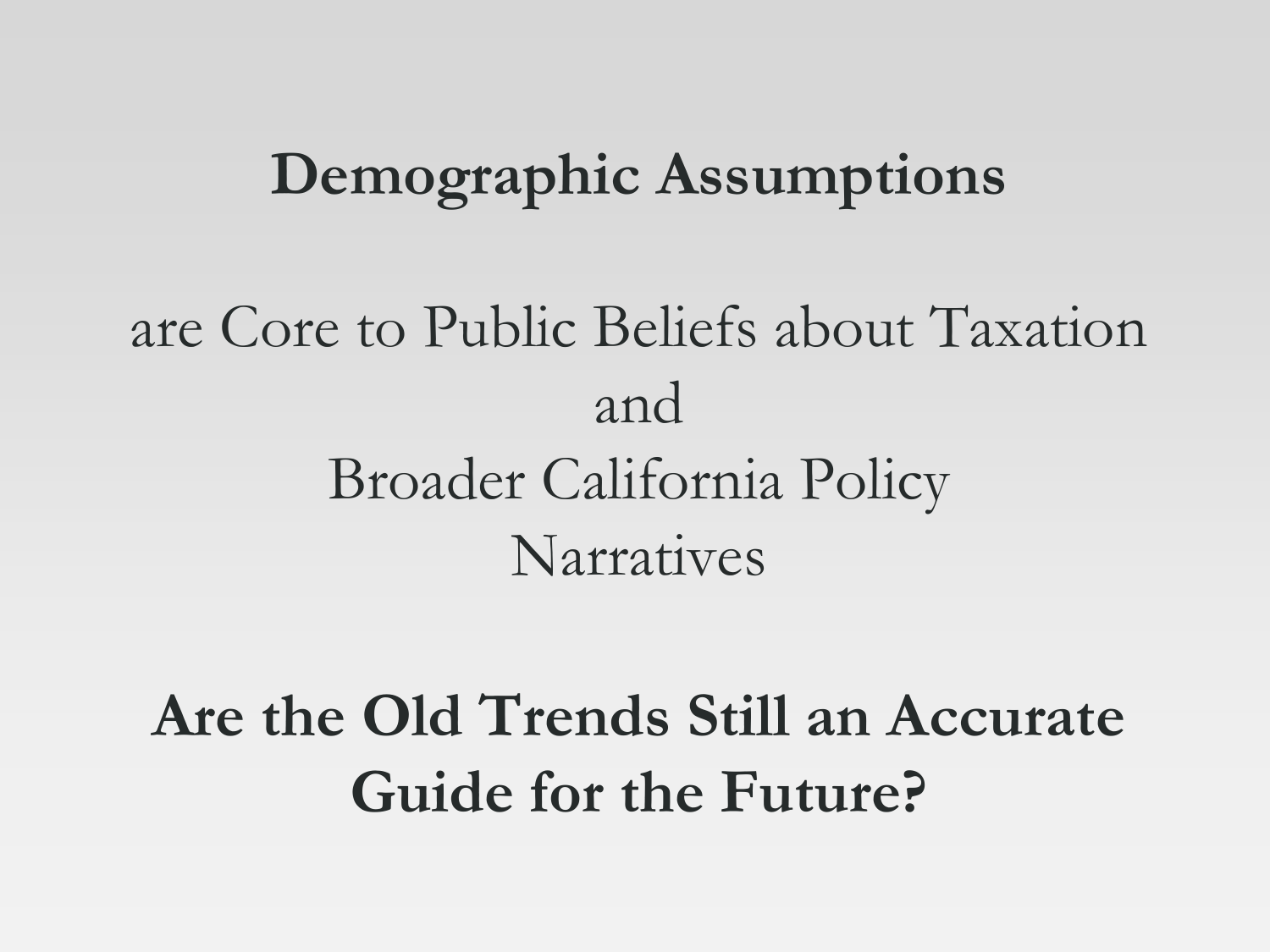# Demographic Assumptions

are Core to Public Beliefs about Taxation
and
Broader California Policy
Narratives

**Are the Old Trends Still an Accurate Guide for the Future?**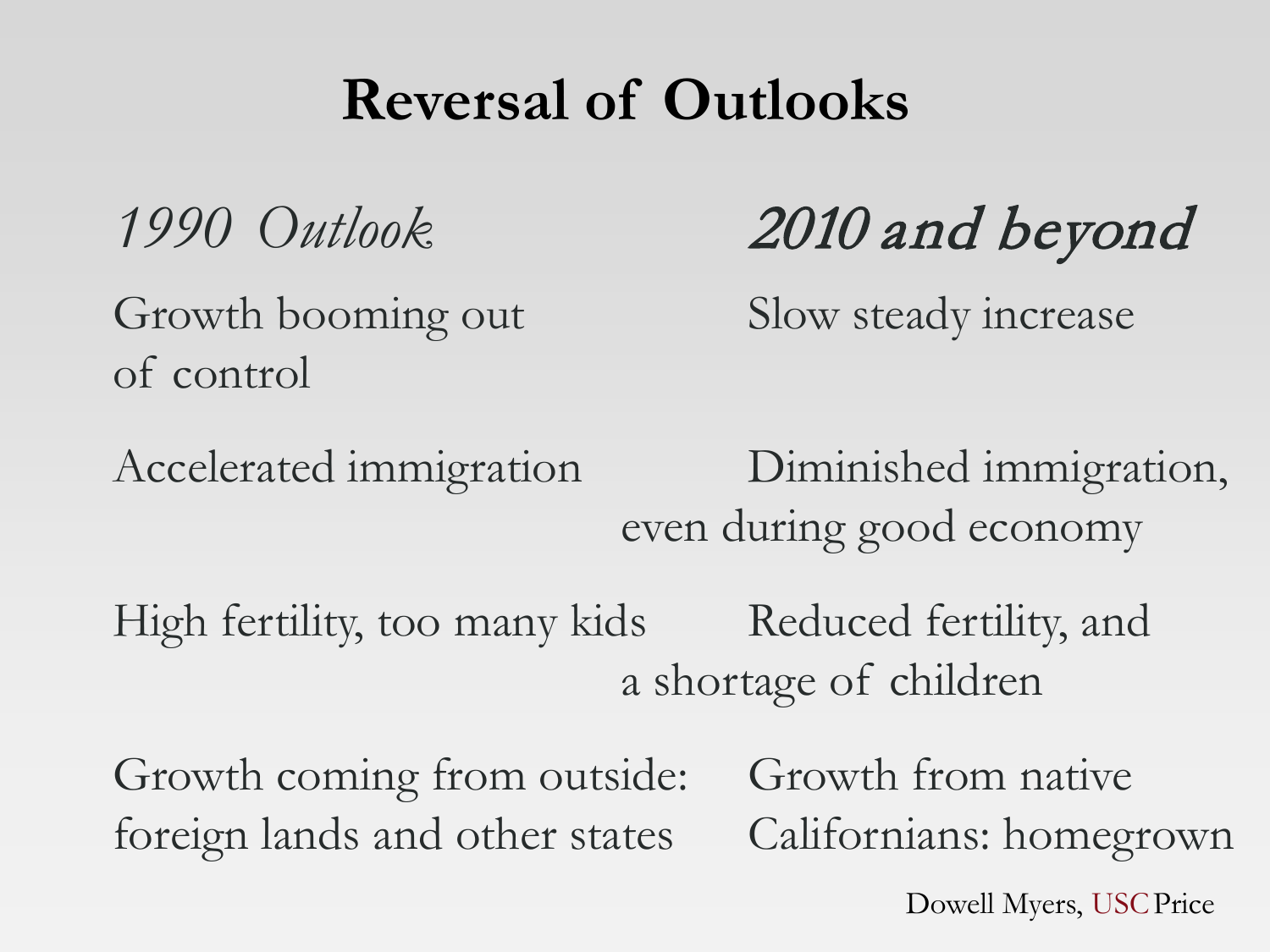# Reversal of Outlooks

| *1990 Outlook* | *2010 and beyond* |
| --- | --- |
| Growth booming out of control | Slow steady increase |
| Accelerated immigration | Diminished immigration, even during good economy |
| High fertility, too many kids | Reduced fertility, and a shortage of children |
| Growth coming from outside: foreign lands and other states | Growth from native Californians: homegrown |

Dowell Myers, USC Price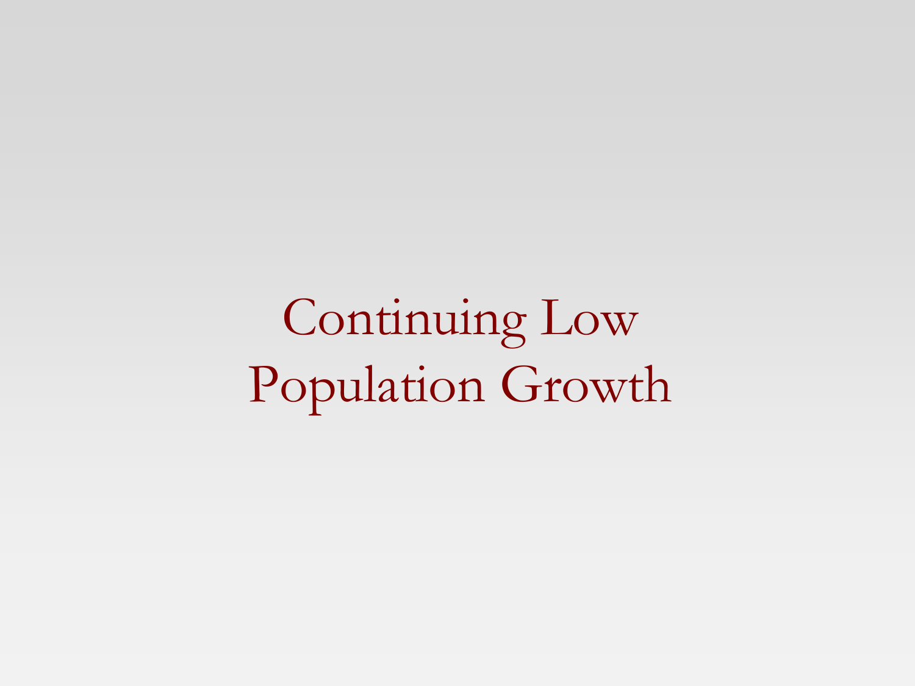# Continuing Low Population Growth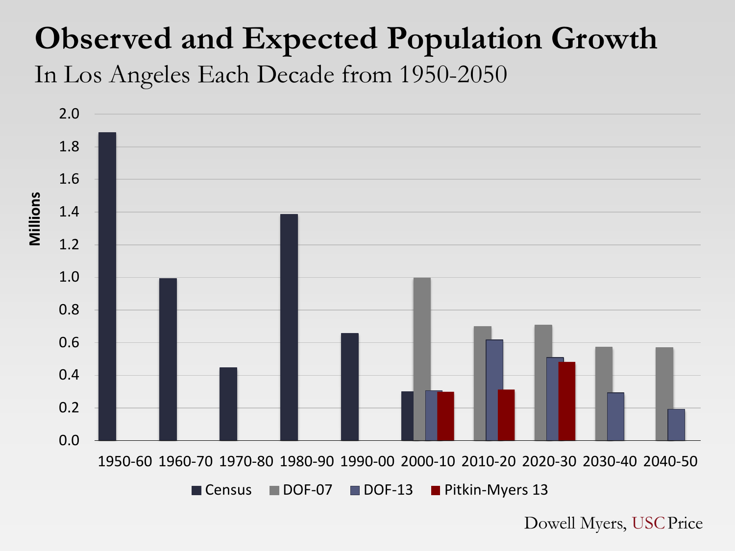# Observed and Expected Population Growth

In Los Angeles Each Decade from 1950-2050

Millions

2.0
1.8
1.6
1.4
1.2
1.0
0.8
0.6
0.4
0.2
0.0

1950-60 1960-70 1970-80 1980-90 1990-00 2000-10 2010-20 2020-30 2030-40 2040-50

Census DOF-07 DOF-13 Pitkin-Myers 13

Dowell Myers, USC Price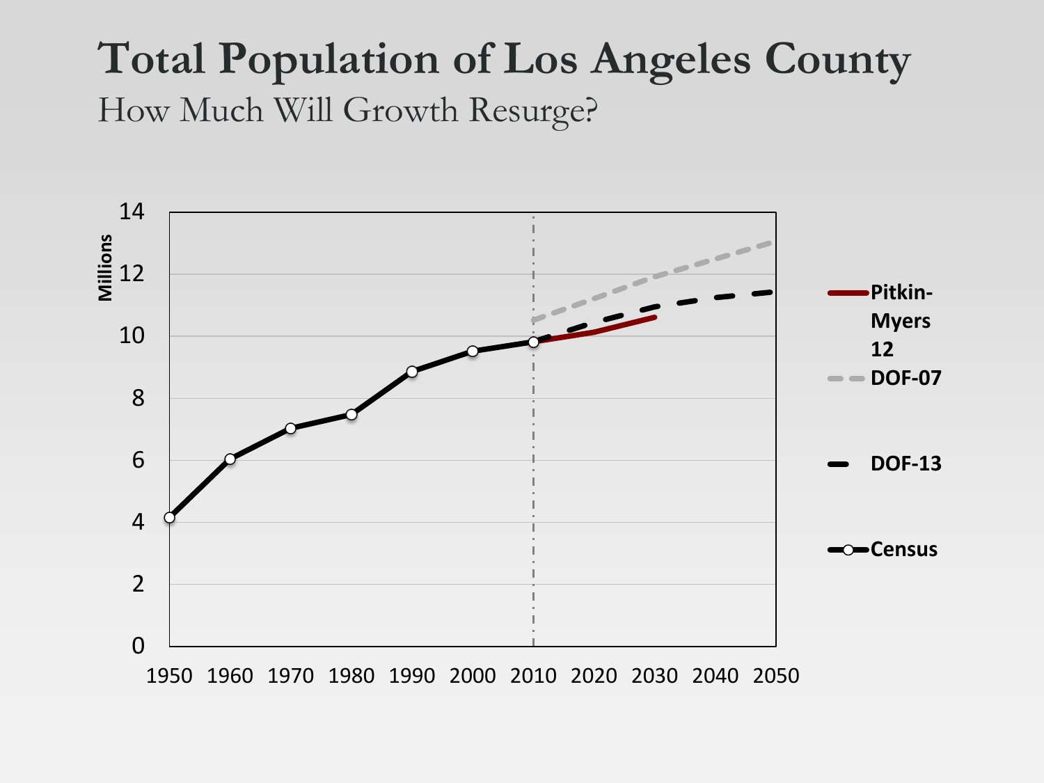# Total Population of Los Angeles County

## How Much Will Growth Resurge?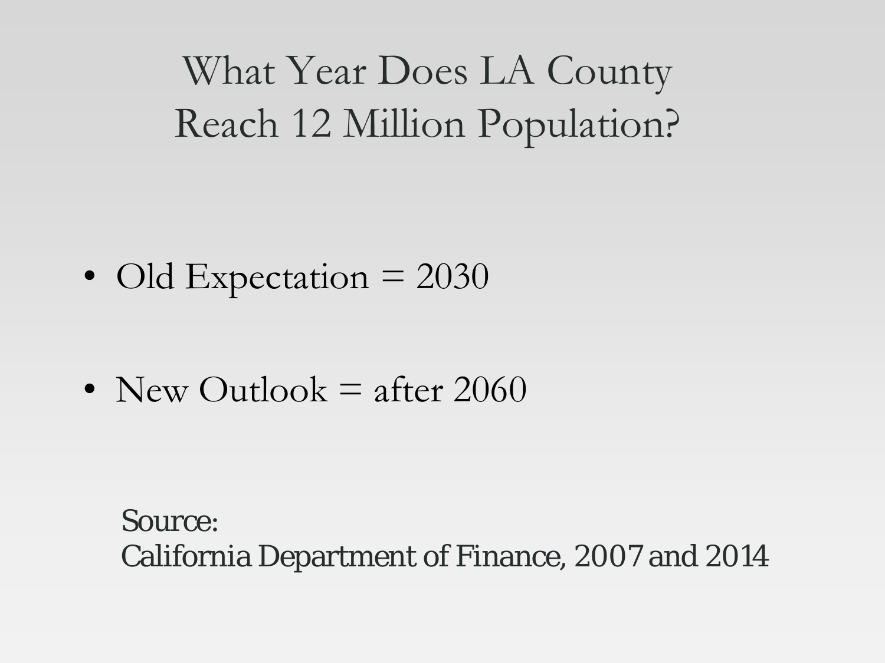# What Year Does LA County Reach 12 Million Population?

- Old Expectation = 2030
- New Outlook = after 2060

Source:
California Department of Finance, 2007 and 2014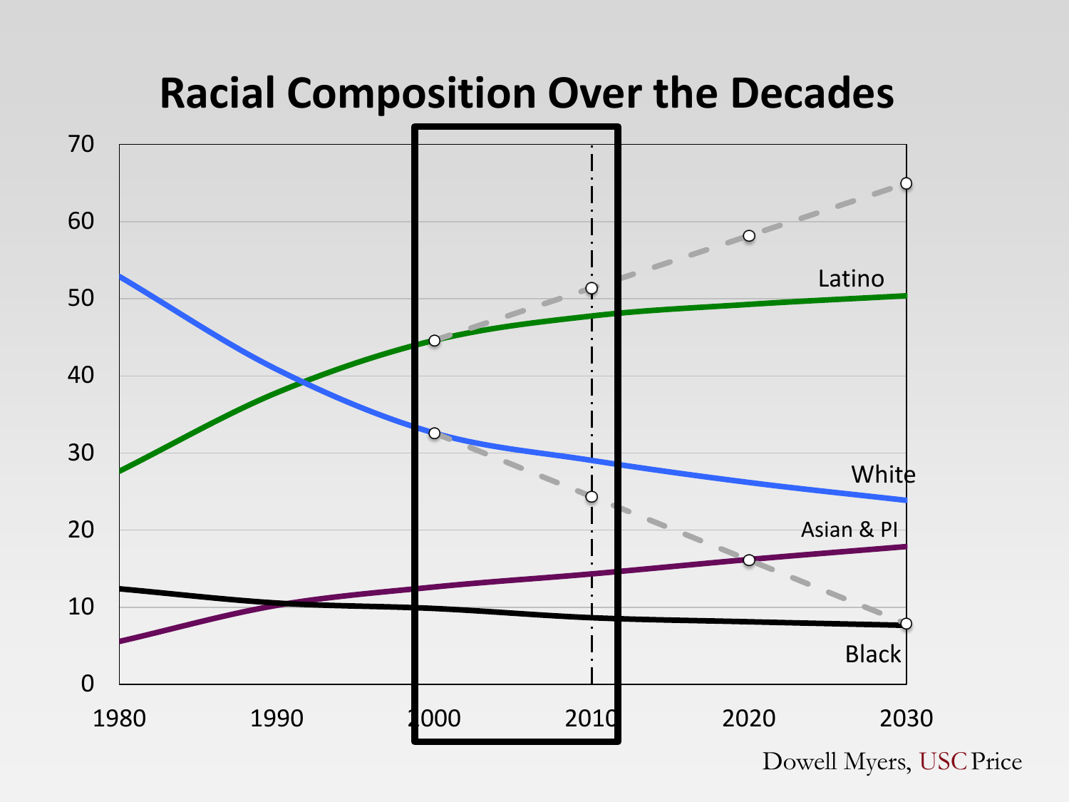# Racial Composition Over the Decades

Dowell Myers, USC Price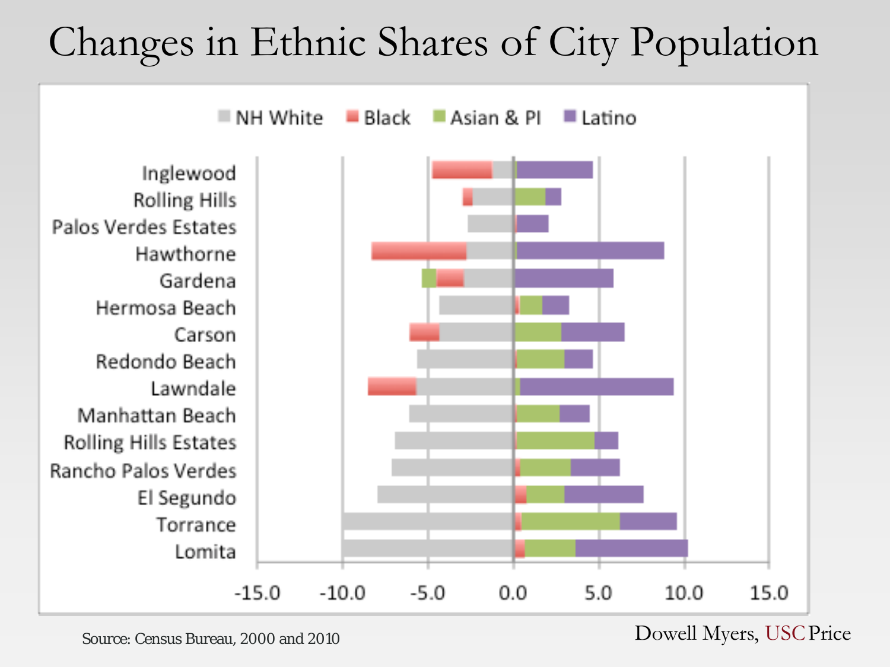# Changes in Ethnic Shares of City Population

NH White | Black | Asian & PI | Latino

Inglewood
Rolling Hills
Palos Verdes Estates
Hawthorne
Gardena
Hermosa Beach
Carson
Redondo Beach
Lawndale
Manhattan Beach
Rolling Hills Estates
Rancho Palos Verdes
El Segundo
Torrance
Lomita

-15.0 -10.0 -5.0 0.0 5.0 10.0 15.0

Source: Census Bureau, 2000 and 2010

Dowell Myers, USC Price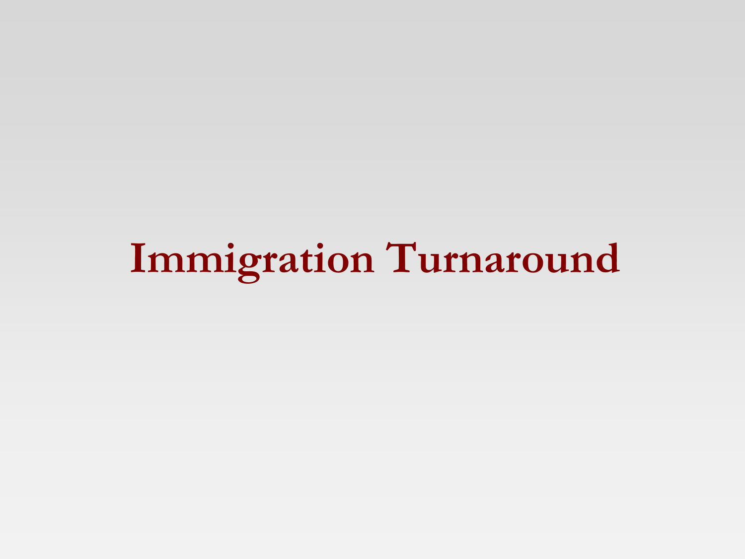# Immigration Turnaround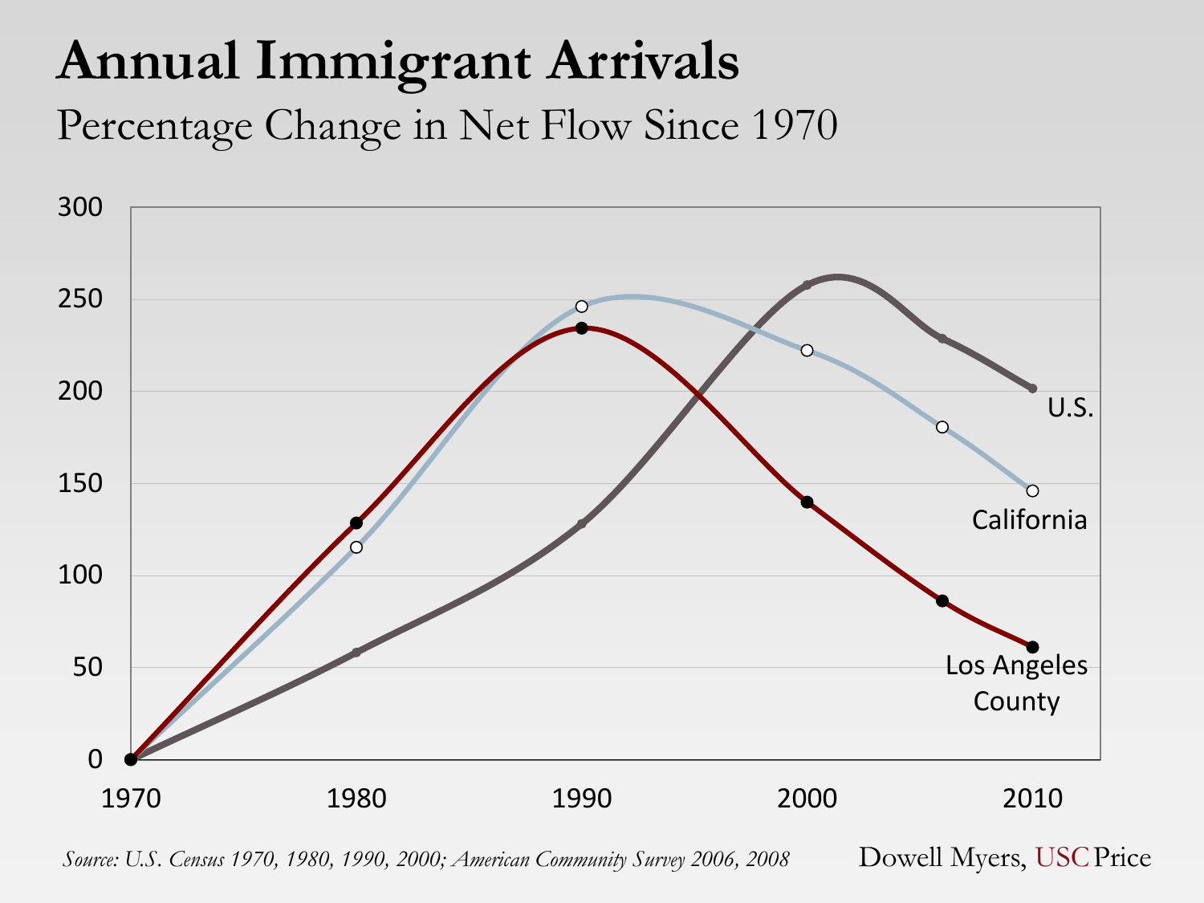# Annual Immigrant Arrivals

## Percentage Change in Net Flow Since 1970

| Year | U.S. | California | Los Angeles County |
|---|---|---|---|
| 1970 | 0 | 0 | 0 |
| 1980 | 58 | 115 | 128 |
| 1990 | 128 | 246 | 234 |
| 2000 | 258 | 222 | 140 |
| 2006 | 228 | 180 | 86 |
| 2008 | 201 | 146 | 61 |

*Source: U.S. Census 1970, 1980, 1990, 2000; American Community Survey 2006, 2008*

Dowell Myers, USC Price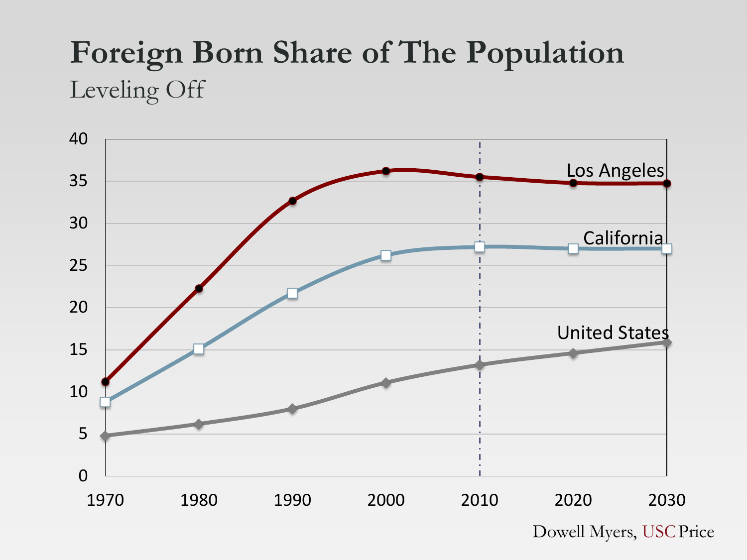# Foreign Born Share of The Population

Leveling Off

Dowell Myers, USC Price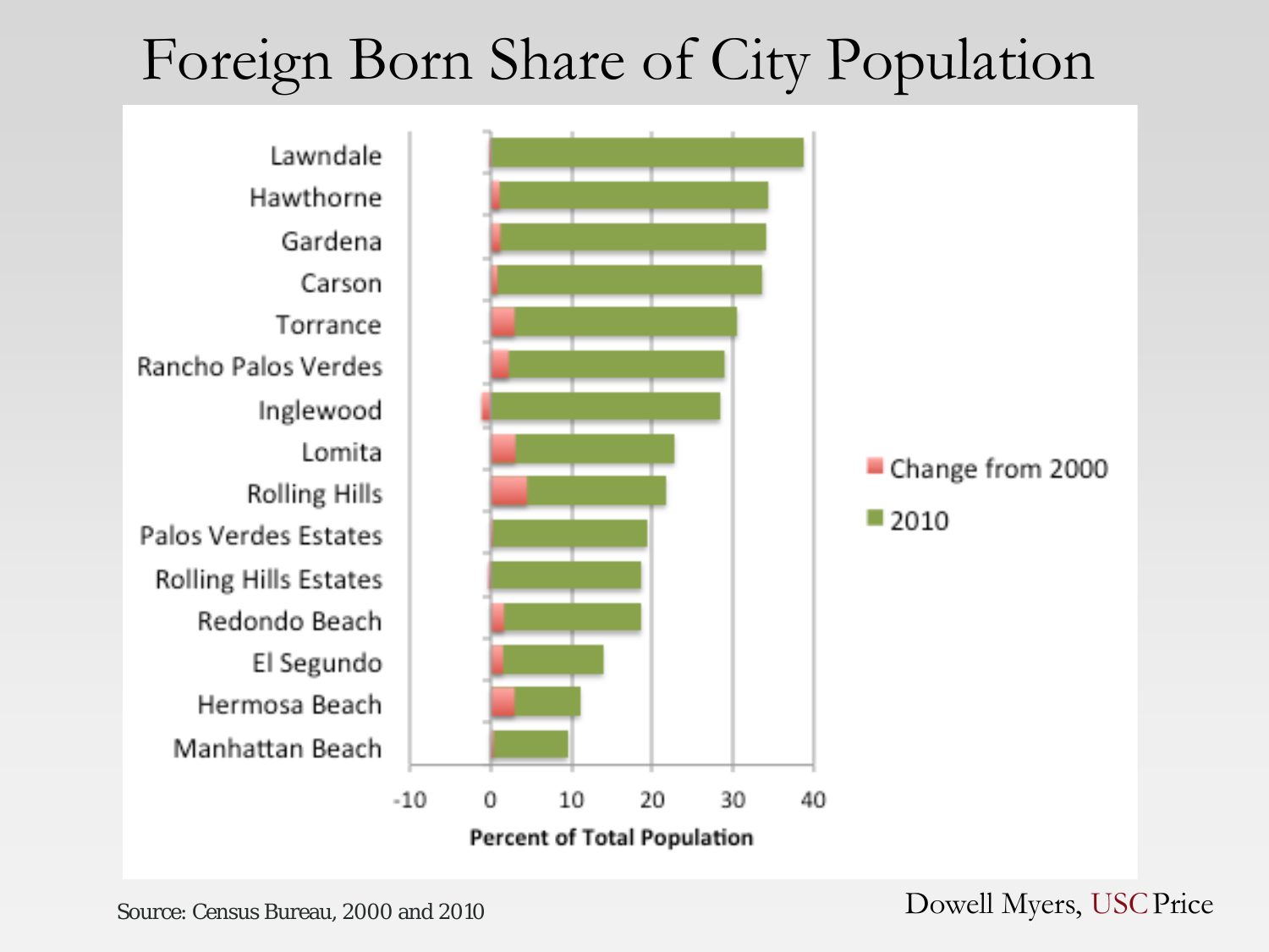# Foreign Born Share of City Population

Source: Census Bureau, 2000 and 2010

Dowell Myers, USC Price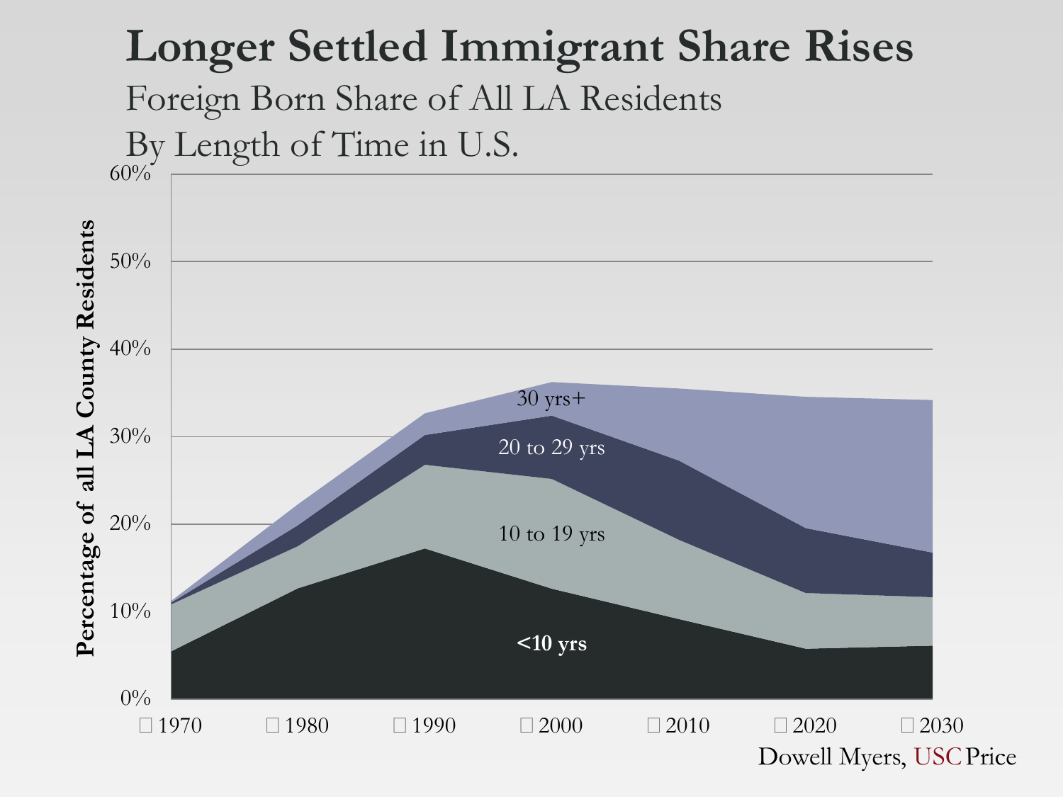# Longer Settled Immigrant Share Rises

## Foreign Born Share of All LA Residents
## By Length of Time in U.S.

Percentage of all LA County Residents

60%
50%
40%
30%
20%
10%
0%

30 yrs+
20 to 29 yrs
10 to 19 yrs
<10 yrs

1970 1980 1990 2000 2010 2020 2030

Dowell Myers, USC Price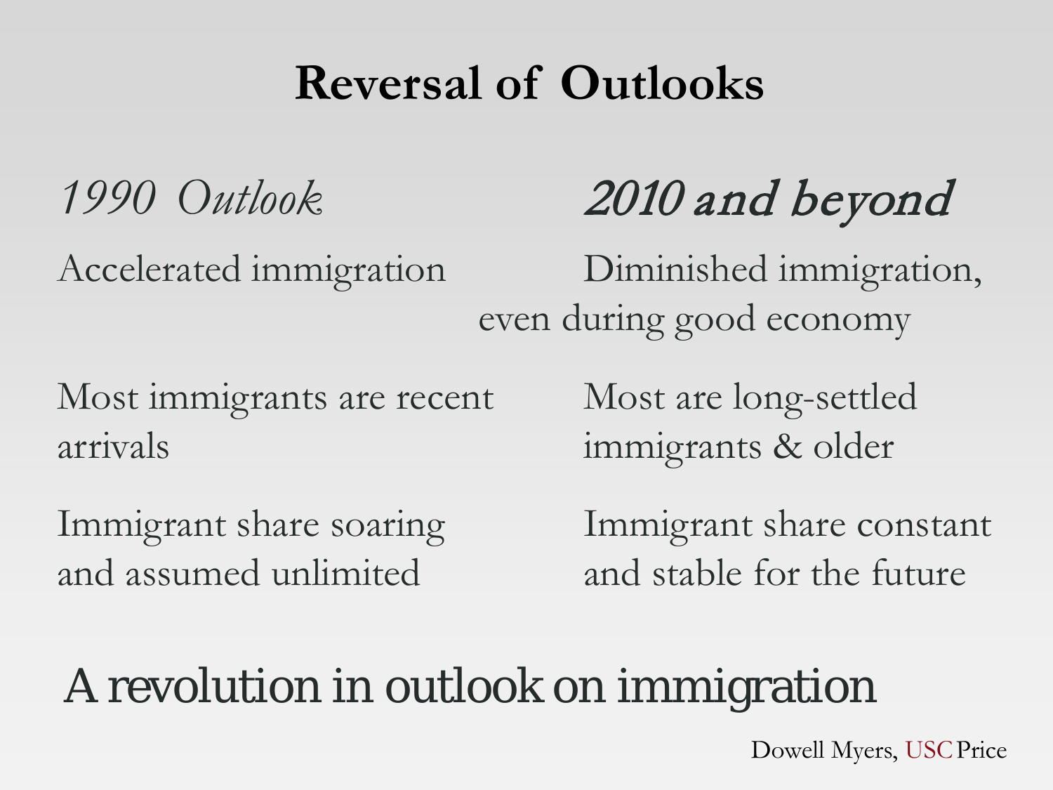# Reversal of Outlooks

| *1990 Outlook* | *2010 and beyond* |
| --- | --- |
| Accelerated immigration | Diminished immigration, even during good economy |
| Most immigrants are recent arrivals | Most are long-settled immigrants & older |
| Immigrant share soaring and assumed unlimited | Immigrant share constant and stable for the future |

A revolution in outlook on immigration

Dowell Myers, USC Price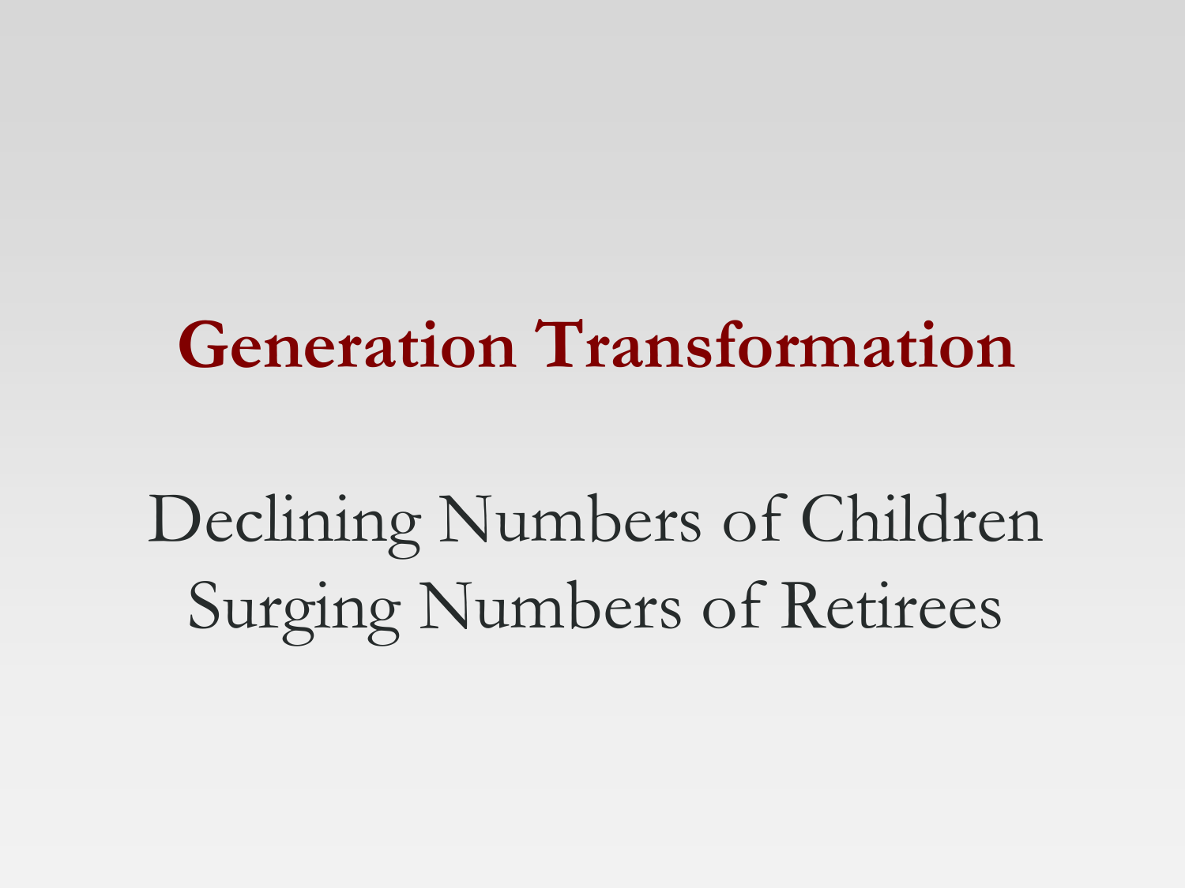# Generation Transformation

Declining Numbers of Children
Surging Numbers of Retirees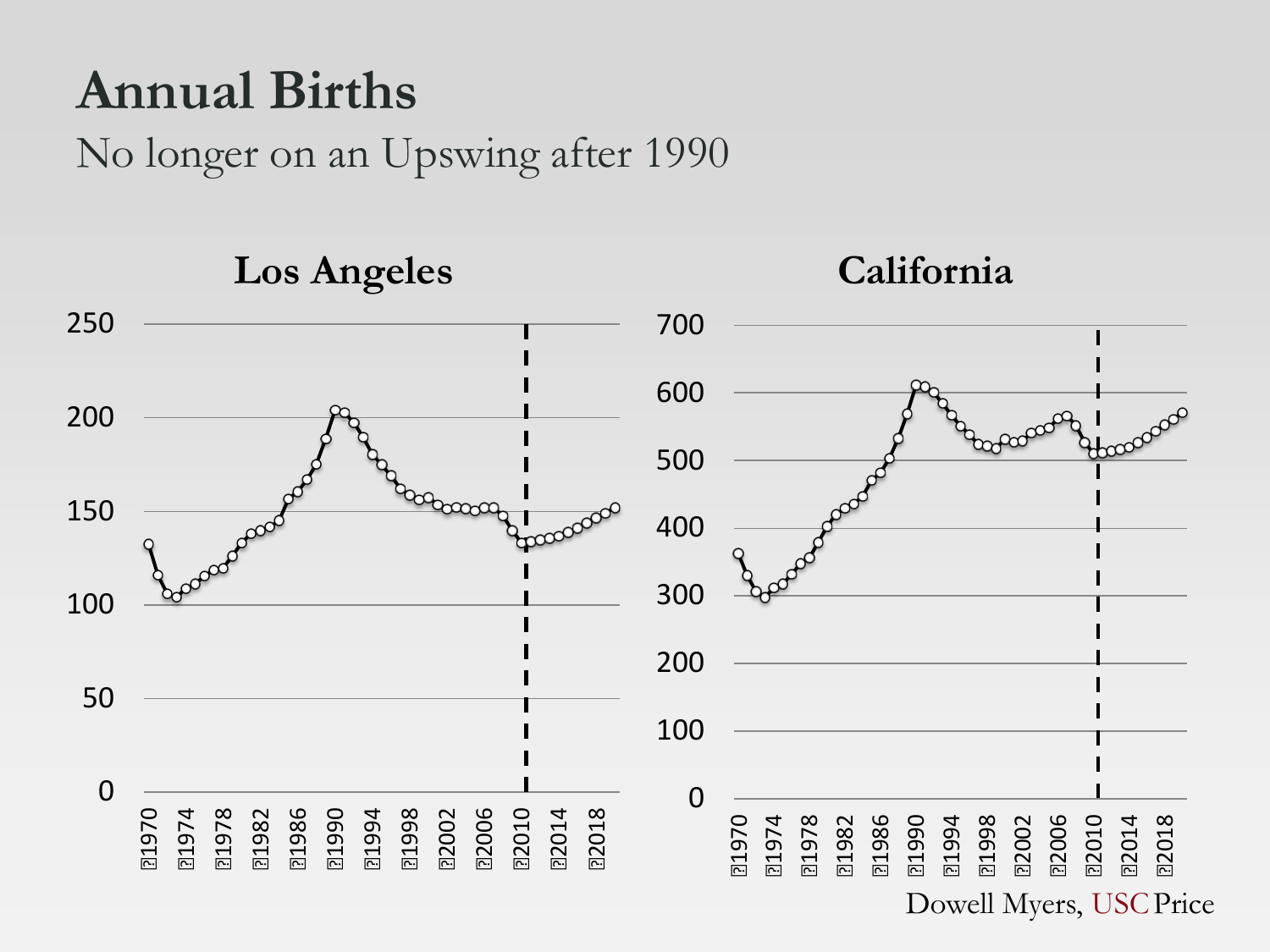# Annual Births

No longer on an Upswing after 1990

### Los Angeles

### California

Dowell Myers, USC Price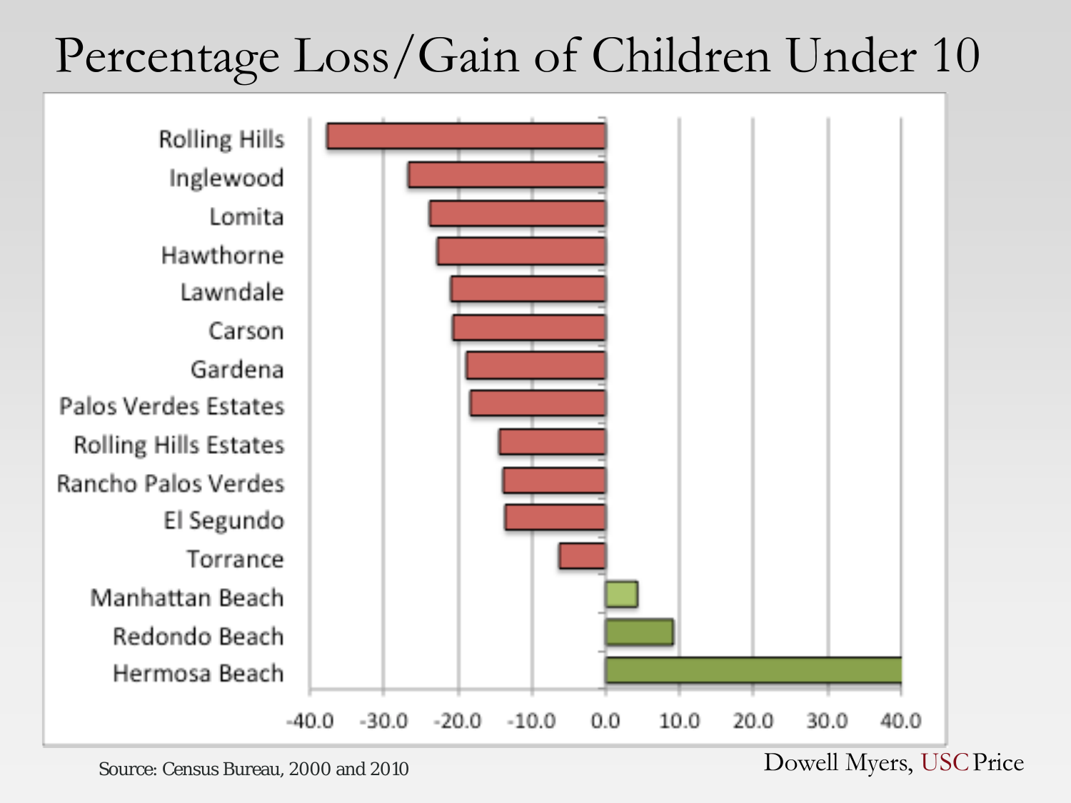# Percentage Loss/Gain of Children Under 10

Rolling Hills
Inglewood
Lomita
Hawthorne
Lawndale
Carson
Gardena
Palos Verdes Estates
Rolling Hills Estates
Rancho Palos Verdes
El Segundo
Torrance
Manhattan Beach
Redondo Beach
Hermosa Beach

-40.0 -30.0 -20.0 -10.0 0.0 10.0 20.0 30.0 40.0

Source: Census Bureau, 2000 and 2010

Dowell Myers, USC Price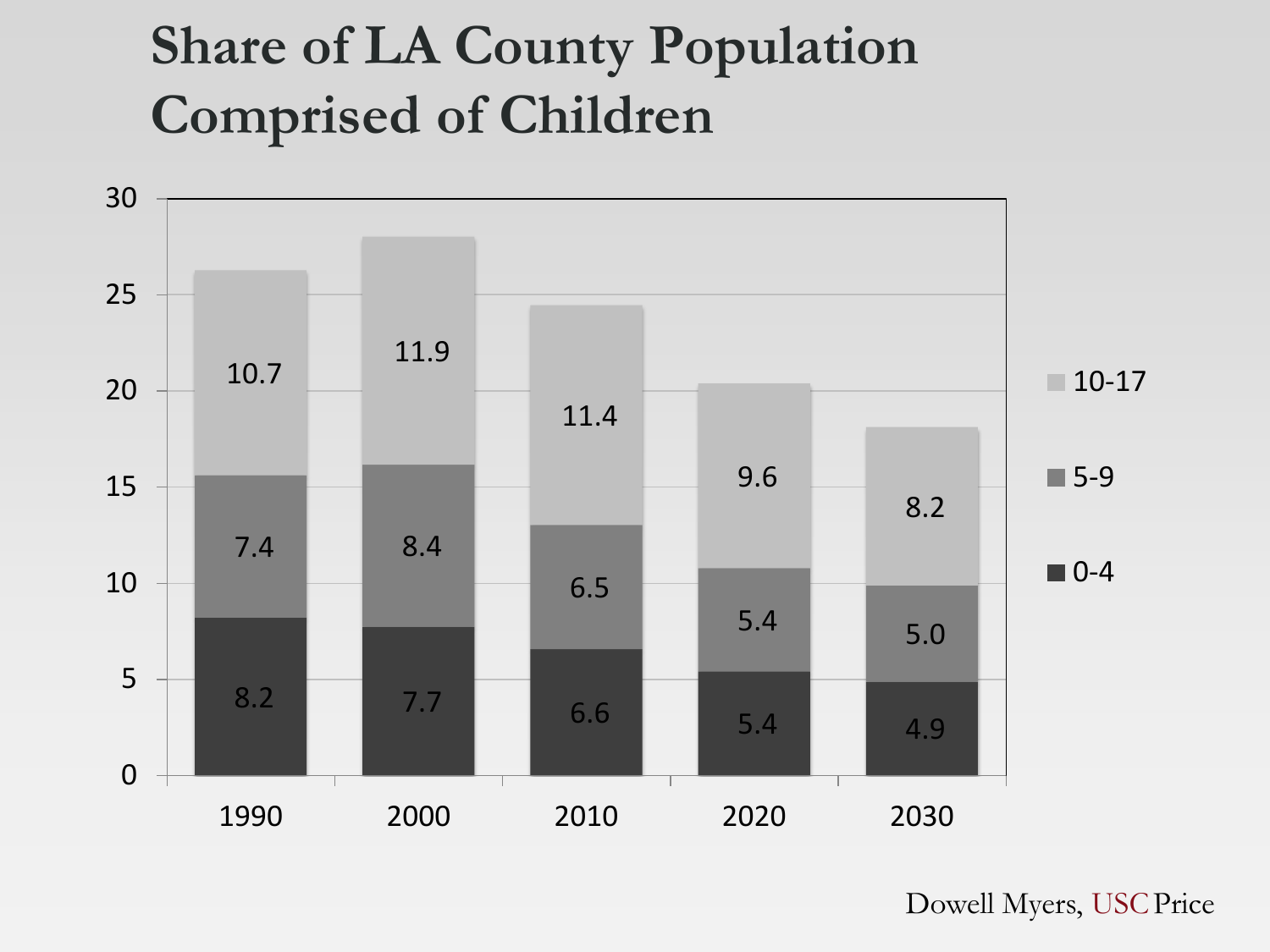# Share of LA County Population Comprised of Children

| Age | 1990 | 2000 | 2010 | 2020 | 2030 |
|---|---|---|---|---|---|
| 10-17 | 10.7 | 11.9 | 11.4 | 9.6 | 8.2 |
| 5-9 | 7.4 | 8.4 | 6.5 | 5.4 | 5.0 |
| 0-4 | 8.2 | 7.7 | 6.6 | 5.4 | 4.9 |

Dowell Myers, USC Price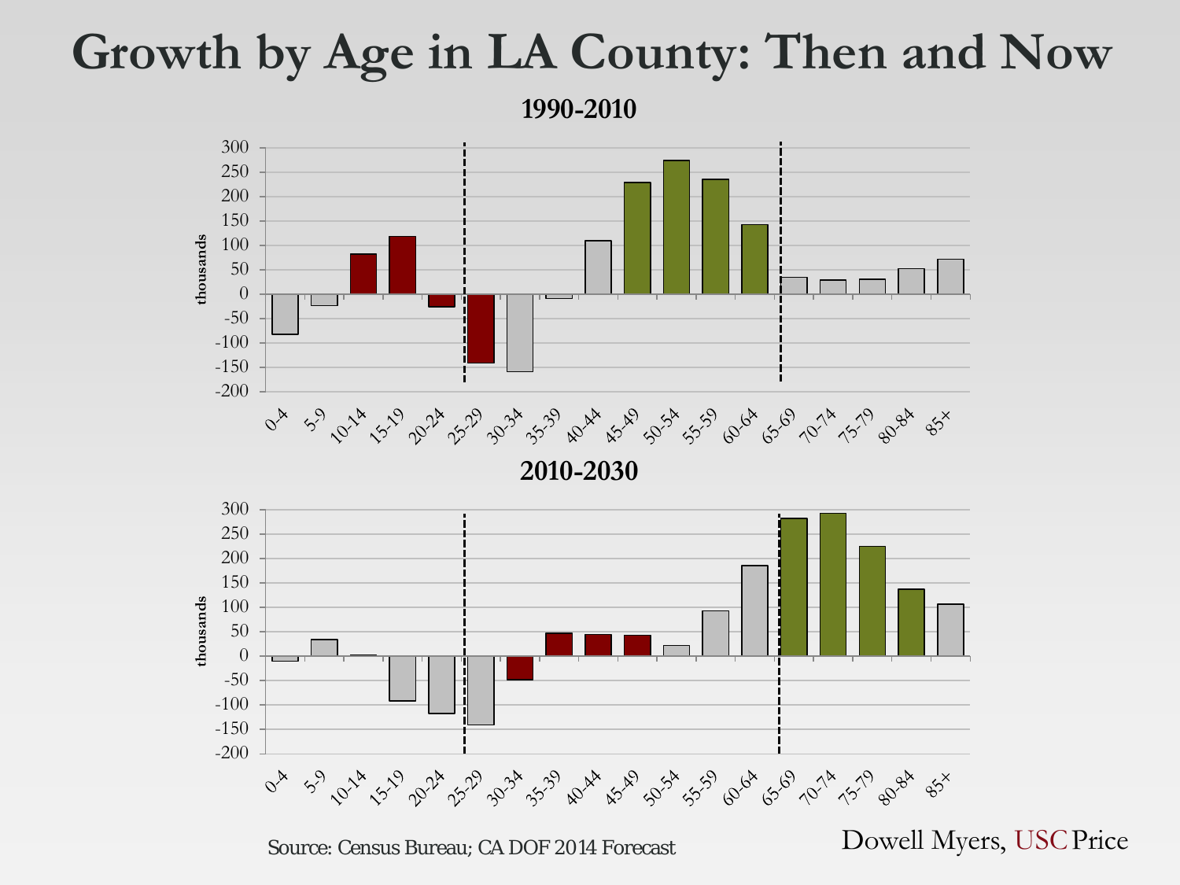# Growth by Age in LA County: Then and Now

**1990-2010**

**2010-2030**

Source: Census Bureau; CA DOF 2014 Forecast

Dowell Myers, USC Price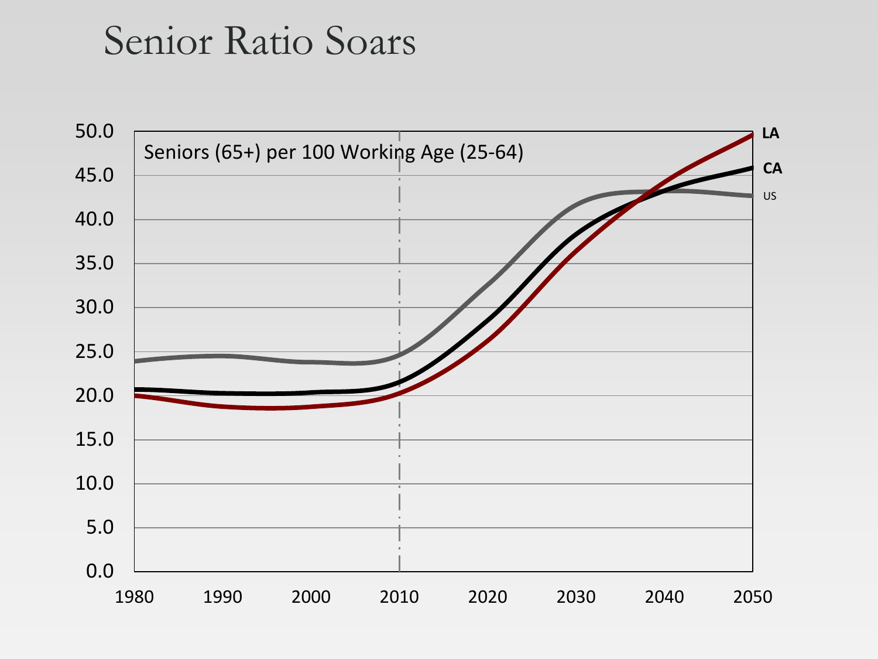# Senior Ratio Soars

Seniors (65+) per 100 Working Age (25-64)

LA

CA

US

50.0
45.0
40.0
35.0
30.0
25.0
20.0
15.0
10.0
5.0
0.0

1980 1990 2000 2010 2020 2030 2040 2050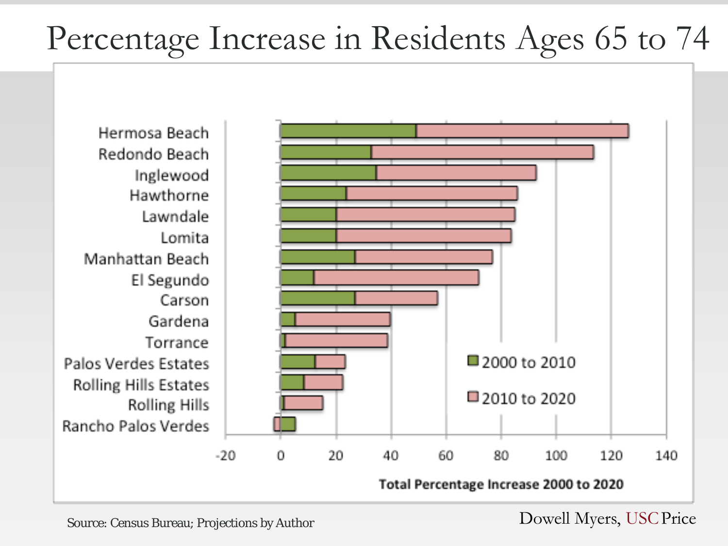# Percentage Increase in Residents Ages 65 to 74

Hermosa Beach
Redondo Beach
Inglewood
Hawthorne
Lawndale
Lomita
Manhattan Beach
El Segundo
Carson
Gardena
Torrance
Palos Verdes Estates
Rolling Hills Estates
Rolling Hills
Rancho Palos Verdes

-20 0 20 40 60 80 100 120 140

Total Percentage Increase 2000 to 2020

2000 to 2010

2010 to 2020

Source: Census Bureau; Projections by Author

Dowell Myers, USC Price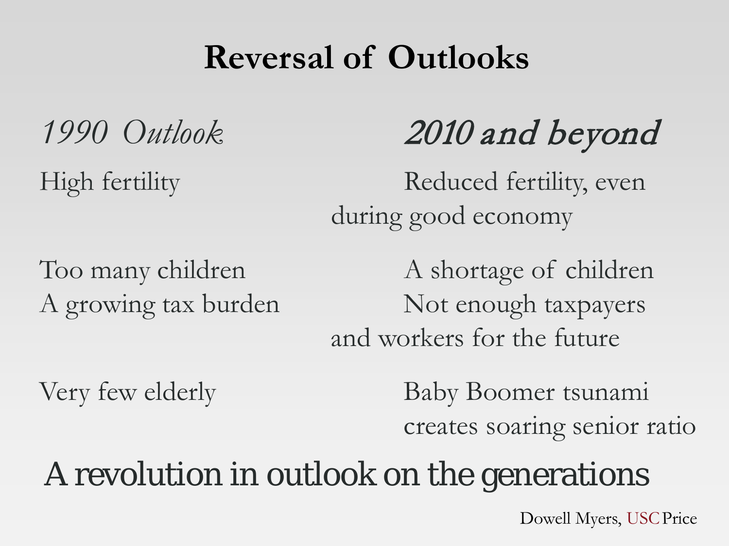# Reversal of Outlooks

| *1990 Outlook* | *2010 and beyond* |
| --- | --- |
| High fertility | Reduced fertility, even during good economy |
| Too many children | A shortage of children |
| A growing tax burden | Not enough taxpayers and workers for the future |
| Very few elderly | Baby Boomer tsunami creates soaring senior ratio |

A revolution in outlook on the generations

Dowell Myers, USC Price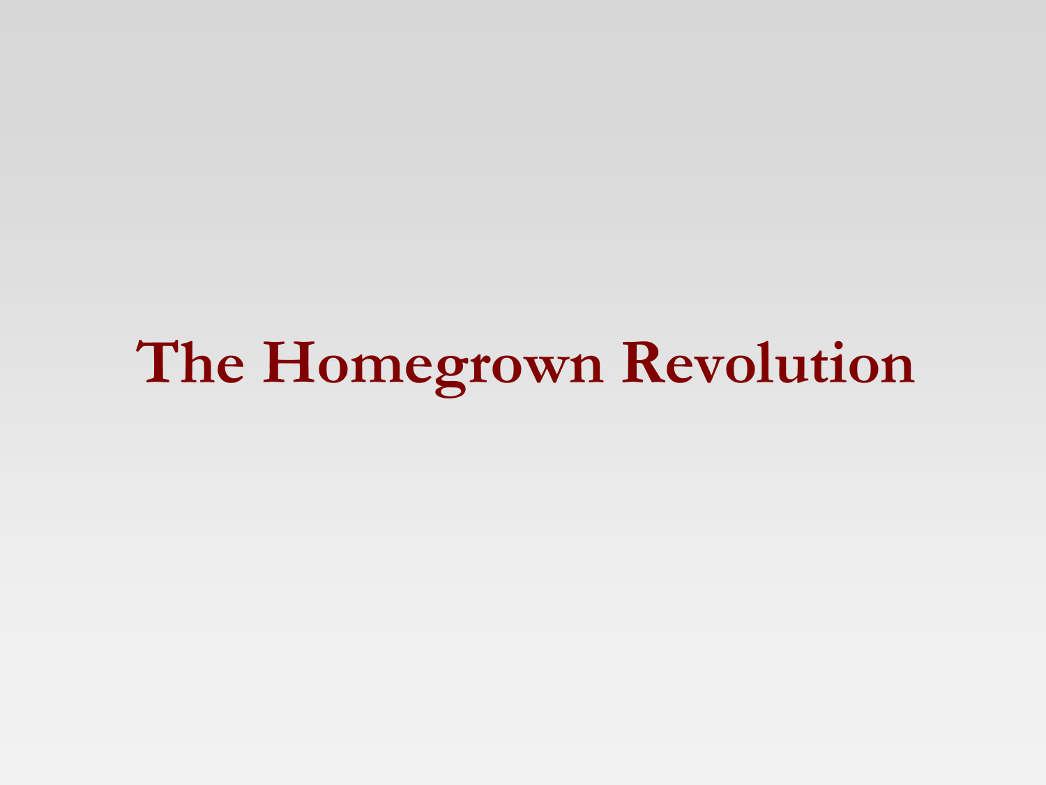# The Homegrown Revolution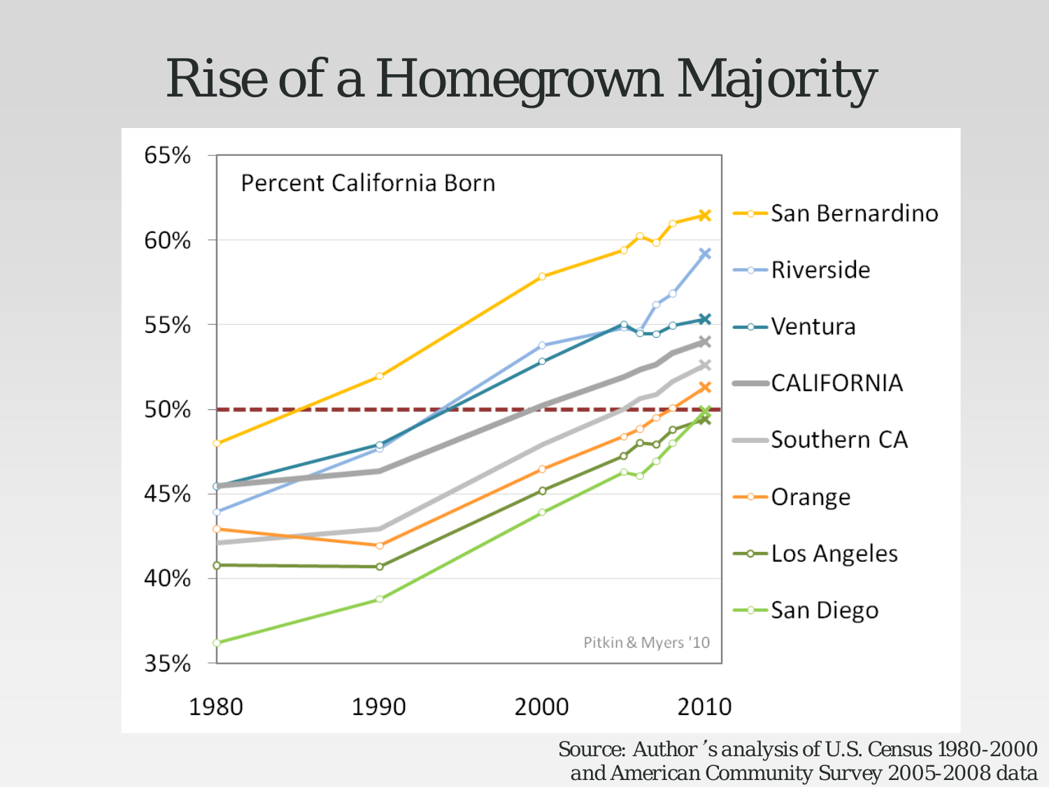# Rise of a Homegrown Majority

Percent California Born

Pitkin & Myers '10

- San Bernardino
- Riverside
- Ventura
- CALIFORNIA
- Southern CA
- Orange
- Los Angeles
- San Diego

65%
60%
55%
50%
45%
40%
35%

1980 1990 2000 2010

Source: Author's analysis of U.S. Census 1980-2000 and American Community Survey 2005-2008 data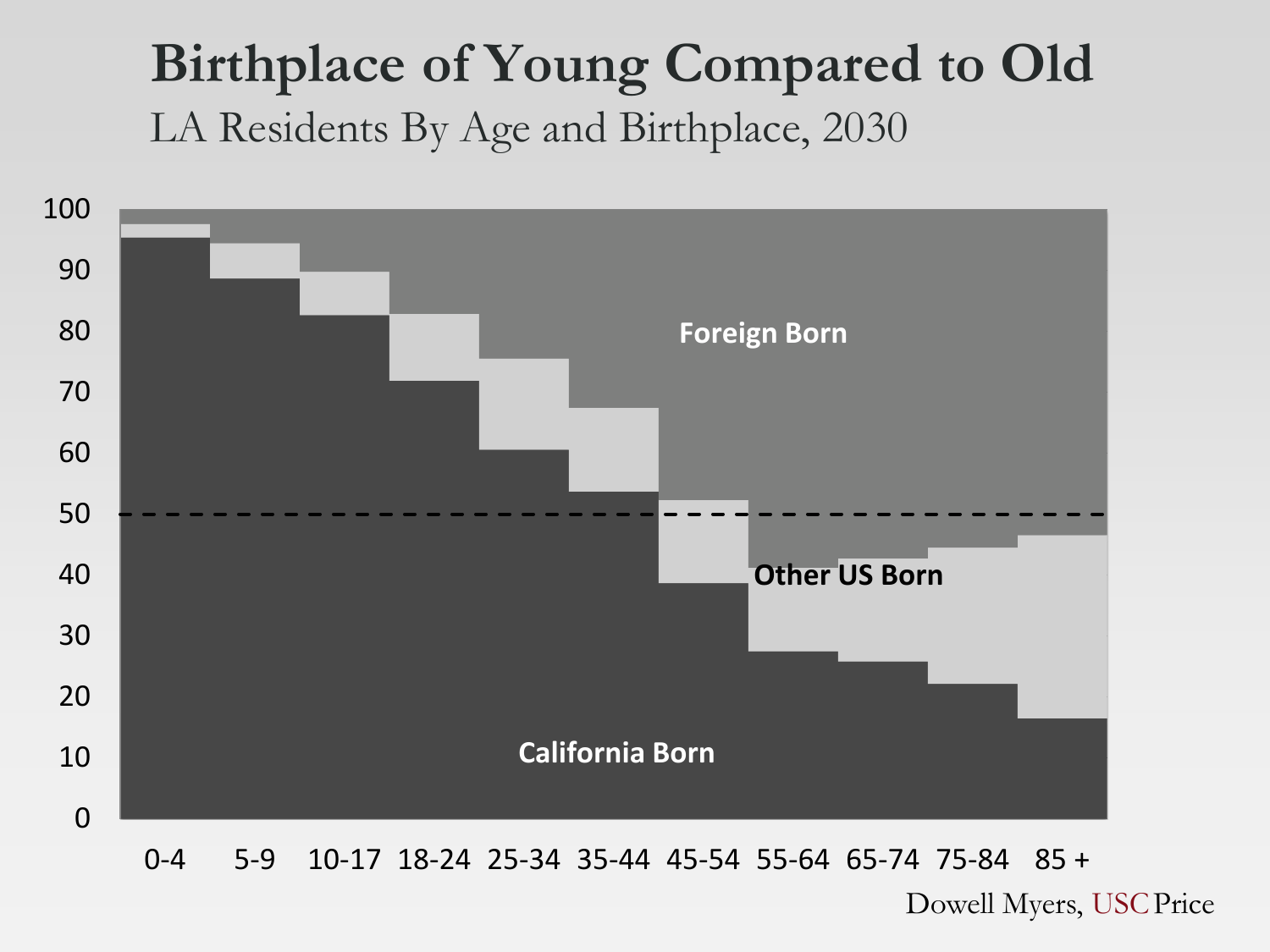# Birthplace of Young Compared to Old

## LA Residents By Age and Birthplace, 2030

Foreign Born

Other US Born

California Born

0-4 | 5-9 | 10-17 | 18-24 | 25-34 | 35-44 | 45-54 | 55-64 | 65-74 | 75-84 | 85 +

Dowell Myers, USC Price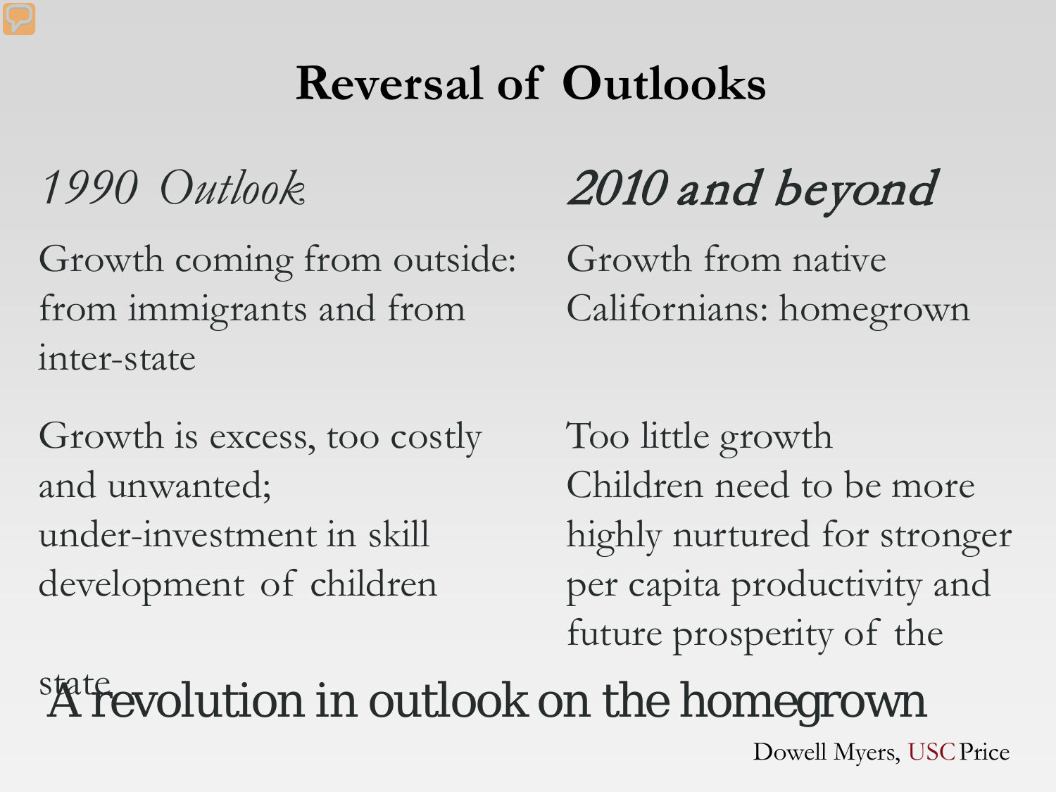# Reversal of Outlooks

| *1990 Outlook* | *2010 and beyond* |
| --- | --- |
| Growth coming from outside: from immigrants and from inter-state | Growth from native Californians: homegrown |
| Growth is excess, too costly and unwanted; under-investment in skill development of children | Too little growth<br>Children need to be more highly nurtured for stronger per capita productivity and future prosperity of the state |

## A revolution in outlook on the homegrown

Dowell Myers, USC Price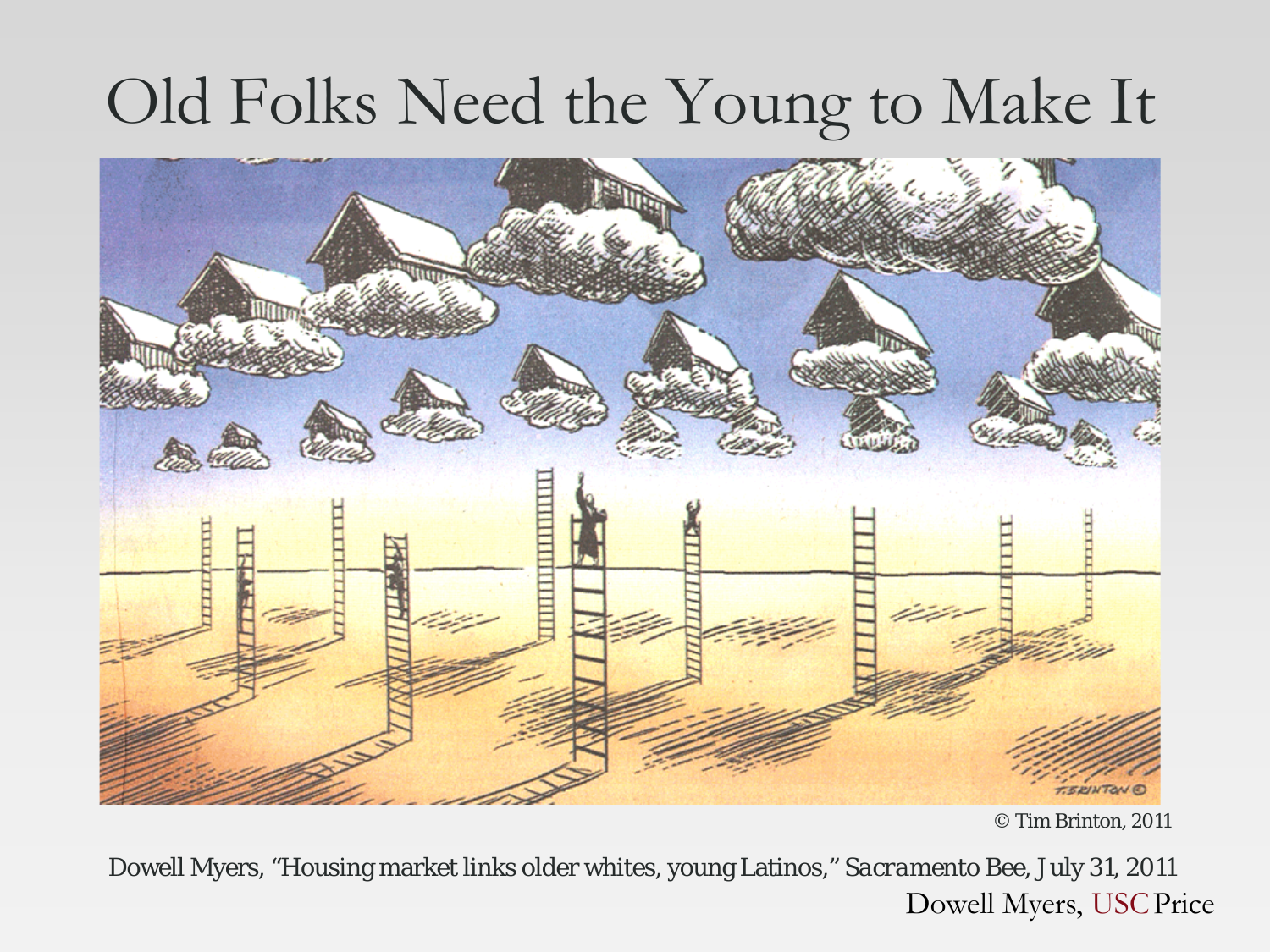# Old Folks Need the Young to Make It

© Tim Brinton, 2011

Dowell Myers, "Housing market links older whites, young Latinos," *Sacramento Bee*, July 31, 2011

Dowell Myers, USC Price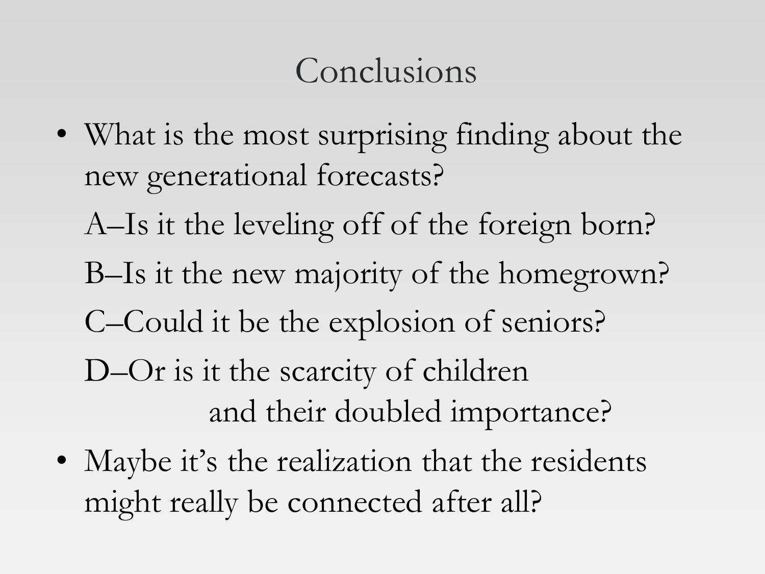# Conclusions

- What is the most surprising finding about the new generational forecasts?

  A–Is it the leveling off of the foreign born?

  B–Is it the new majority of the homegrown?

  C–Could it be the explosion of seniors?

  D–Or is it the scarcity of children and their doubled importance?

- Maybe it's the realization that the residents might really be connected after all?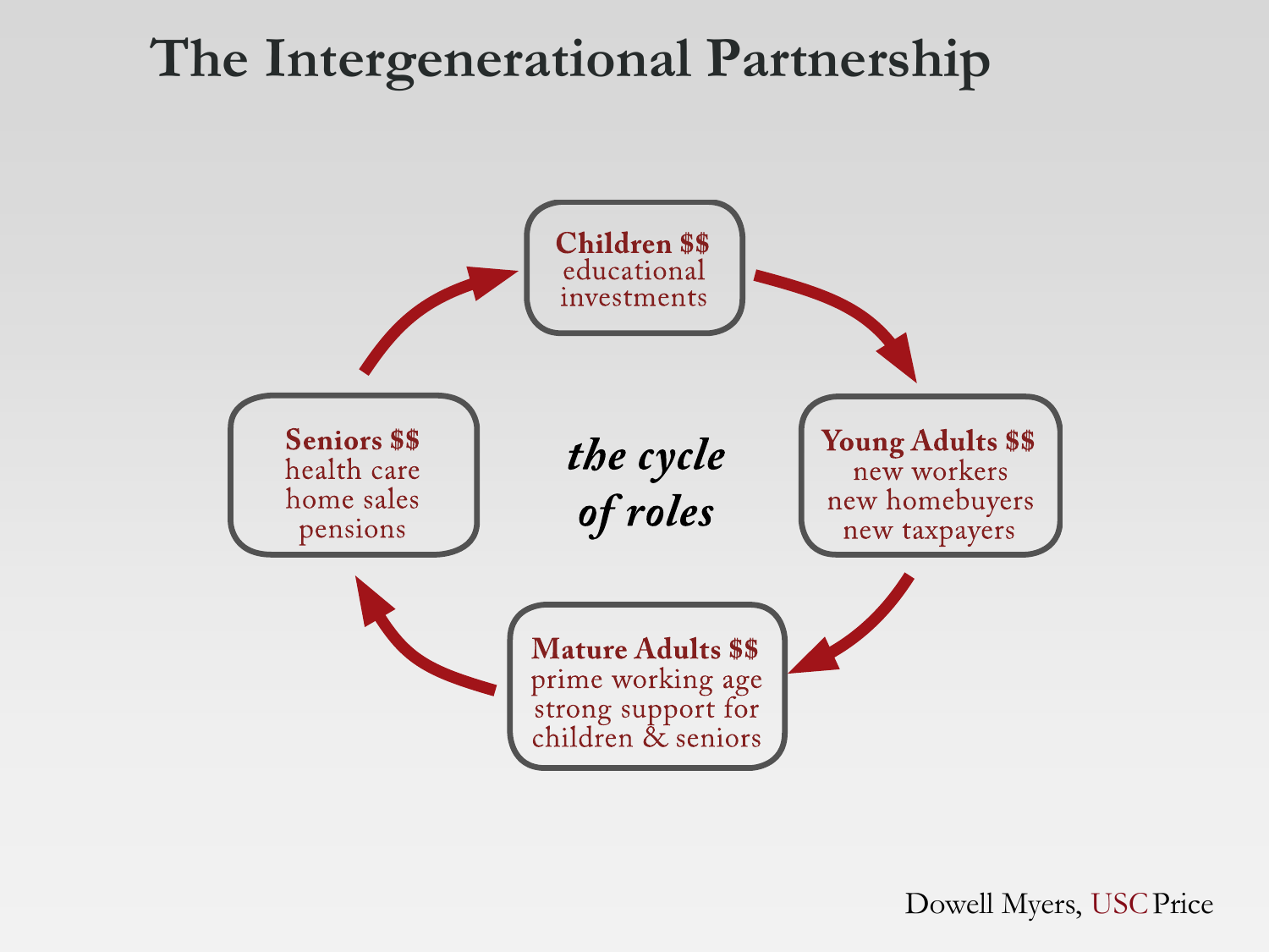# The Intergenerational Partnership

**Children $$**
educational investments

**Young Adults $$**
new workers
new homebuyers
new taxpayers

**Mature Adults $$**
prime working age
strong support for children & seniors

**Seniors $$**
health care
home sales
pensions

***the cycle of roles***

Dowell Myers, USC Price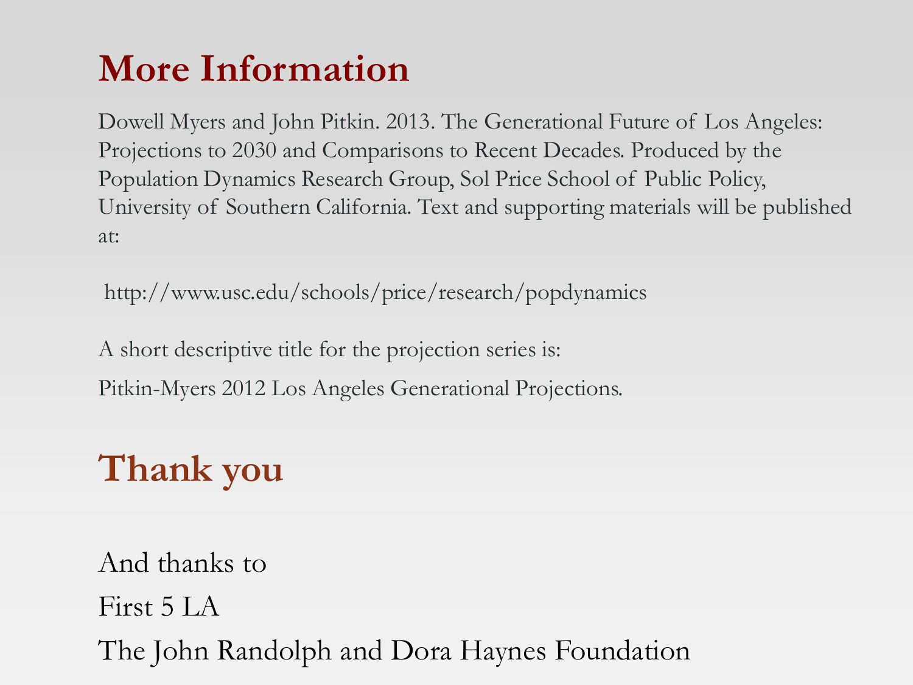## More Information

Dowell Myers and John Pitkin. 2013. The Generational Future of Los Angeles: Projections to 2030 and Comparisons to Recent Decades. Produced by the Population Dynamics Research Group, Sol Price School of Public Policy, University of Southern California. Text and supporting materials will be published at:

http://www.usc.edu/schools/price/research/popdynamics

A short descriptive title for the projection series is:

Pitkin-Myers 2012 Los Angeles Generational Projections.

## Thank you

And thanks to

First 5 LA

The John Randolph and Dora Haynes Foundation